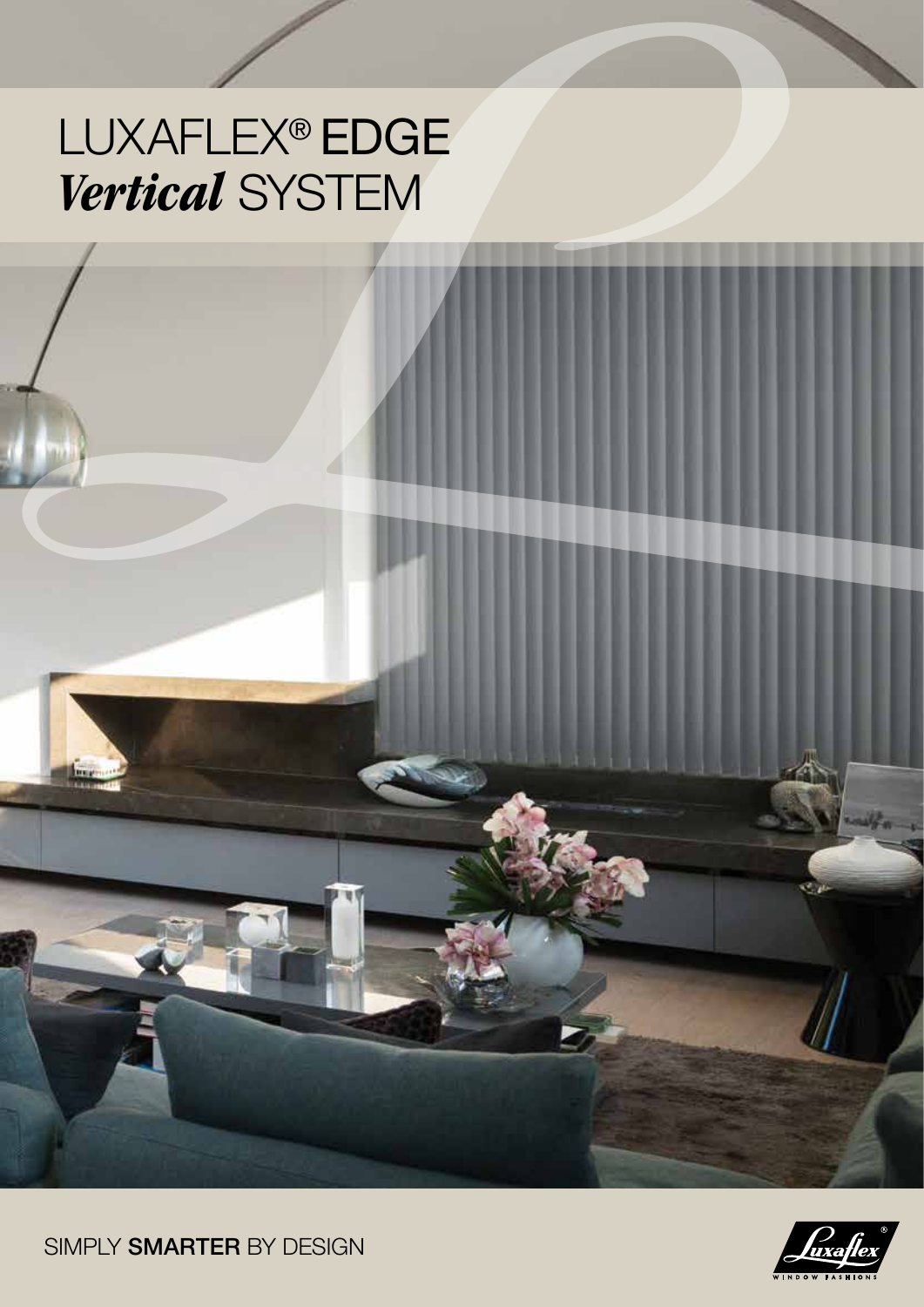# LUXAFLEX® EDGE *Vertical* SYSTEM

SIMPLY **SMARTER** BY DESIGN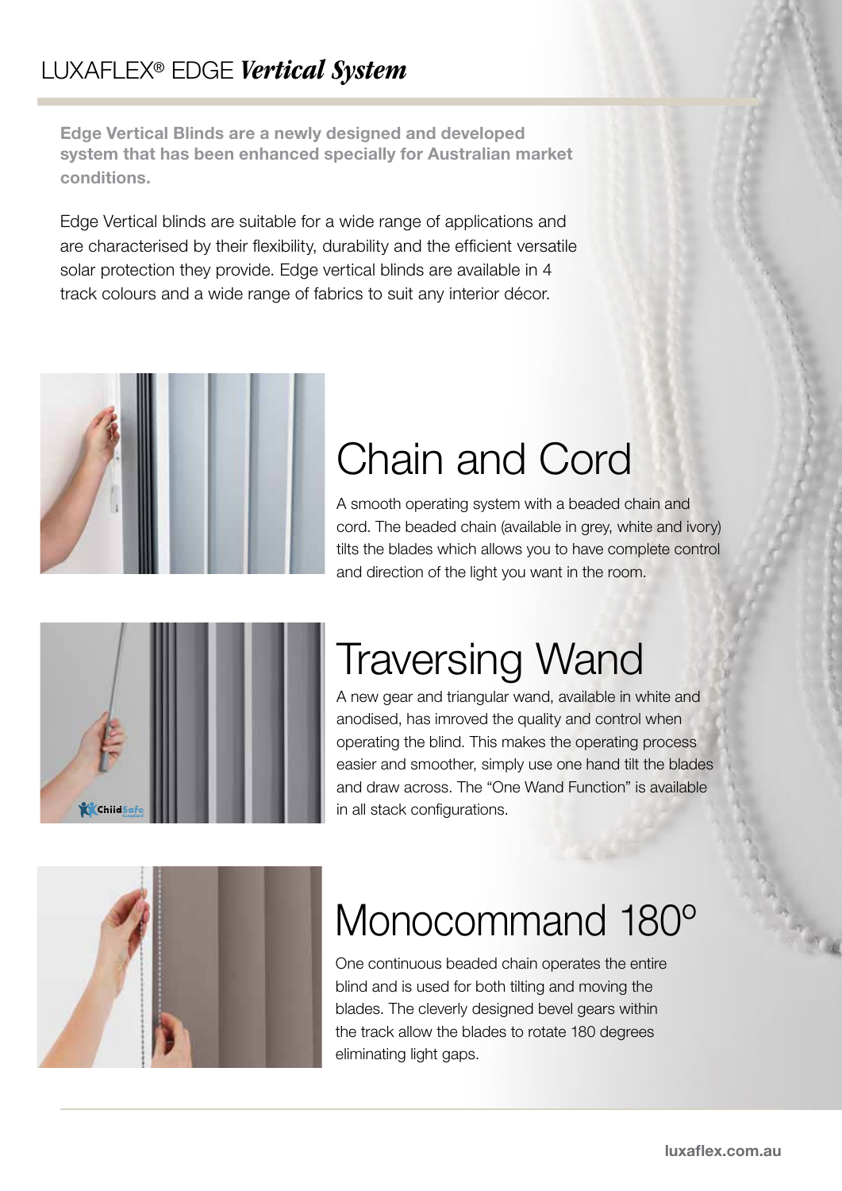# LUXAFLEX® EDGE *Vertical System*

**Edge Vertical Blinds are a newly designed and developed system that has been enhanced specially for Australian market conditions.**

Edge Vertical blinds are suitable for a wide range of applications and are characterised by their flexibility, durability and the efficient versatile solar protection they provide. Edge vertical blinds are available in 4 track colours and a wide range of fabrics to suit any interior décor.

## Chain and Cord

A smooth operating system with a beaded chain and cord. The beaded chain (available in grey, white and ivory) tilts the blades which allows you to have complete control and direction of the light you want in the room.

## Traversing Wand

A new gear and triangular wand, available in white and anodised, has imroved the quality and control when operating the blind. This makes the operating process easier and smoother, simply use one hand tilt the blades and draw across. The "One Wand Function" is available in all stack configurations.

## Monocommand 180º

One continuous beaded chain operates the entire blind and is used for both tilting and moving the blades. The cleverly designed bevel gears within the track allow the blades to rotate 180 degrees eliminating light gaps.

luxaflex.com.au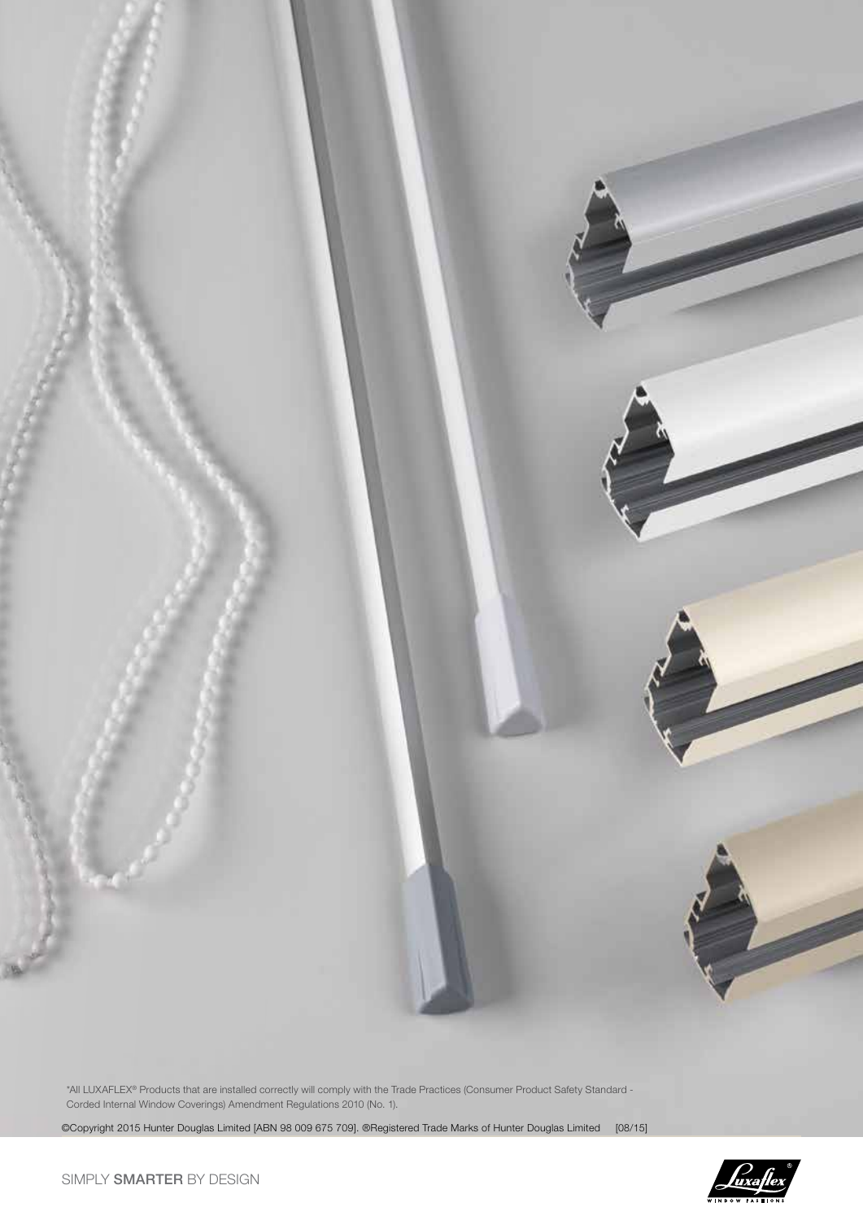*All LUXAFLEX® Products that are installed correctly will comply with the Trade Practices (Consumer Product Safety Standard - Corded Internal Window Coverings) Amendment Regulations 2010 (No. 1).

©Copyright 2015 Hunter Douglas Limited [ABN 98 009 675 709]. ®Registered Trade Marks of Hunter Douglas Limited [08/15]

SIMPLY **SMARTER** BY DESIGN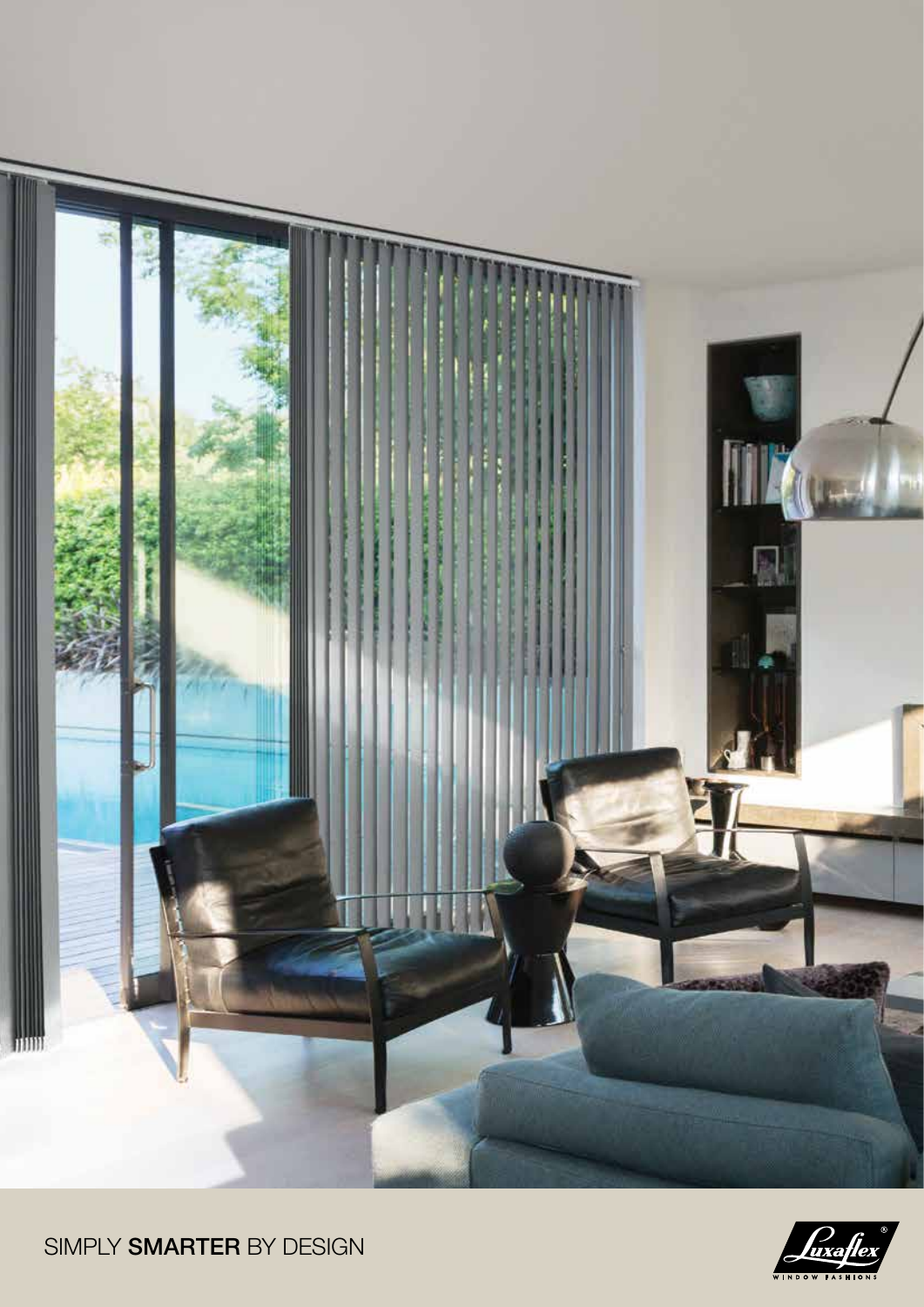SIMPLY **SMARTER** BY DESIGN

Luxaflex® WINDOW FASHIONS